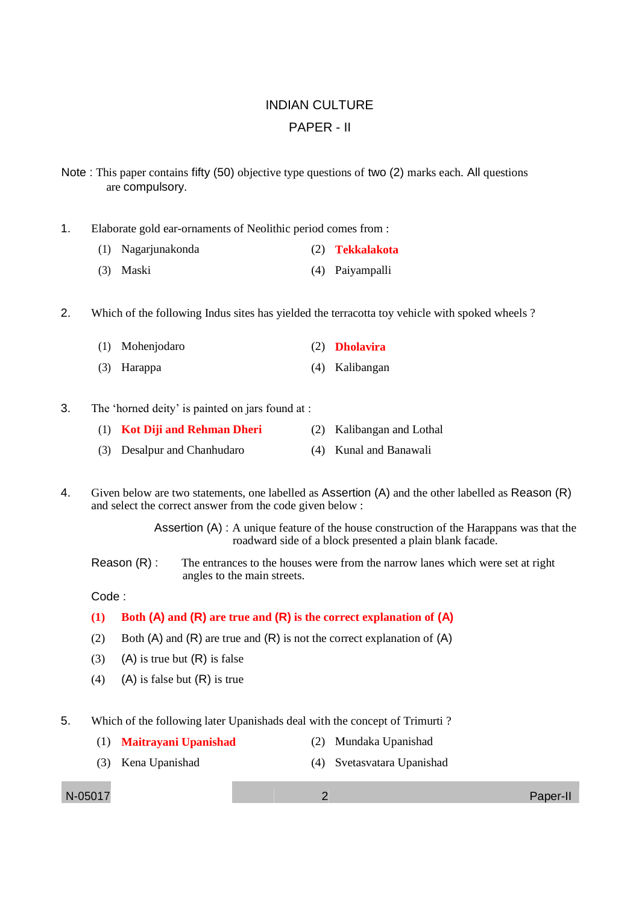# INDIAN CULTURE

## PAPER - II

**Note :** This paper contains fifty (50) objective type questions of two (2) marks each. All questions are compulsory.

1. Elaborate gold ear-ornaments of Neolithic period comes from :
   (1) Nagarjunakonda
   (2) **Tekkalakota**
   (3) Maski
   (4) Paiyampalli

2. Which of the following Indus sites has yielded the terracotta toy vehicle with spoked wheels ?
   (1) Mohenjodaro
   (2) **Dholavira**
   (3) Harappa
   (4) Kalibangan

3. The 'horned deity' is painted on jars found at :
   (1) **Kot Diji and Rehman Dheri**
   (2) Kalibangan and Lothal
   (3) Desalpur and Chanhudaro
   (4) Kunal and Banawali

4. Given below are two statements, one labelled as Assertion (A) and the other labelled as Reason (R) and select the correct answer from the code given below :

   Assertion (A) : A unique feature of the house construction of the Harappans was that the roadward side of a block presented a plain blank facade.

   Reason (R) : The entrances to the houses were from the narrow lanes which were set at right angles to the main streets.

   Code :
   **(1) Both (A) and (R) are true and (R) is the correct explanation of (A)**
   (2) Both (A) and (R) are true and (R) is not the correct explanation of (A)
   (3) (A) is true but (R) is false
   (4) (A) is false but (R) is true

5. Which of the following later Upanishads deal with the concept of Trimurti ?
   (1) **Maitrayani Upanishad**
   (2) Mundaka Upanishad
   (3) Kena Upanishad
   (4) Svetasvatara Upanishad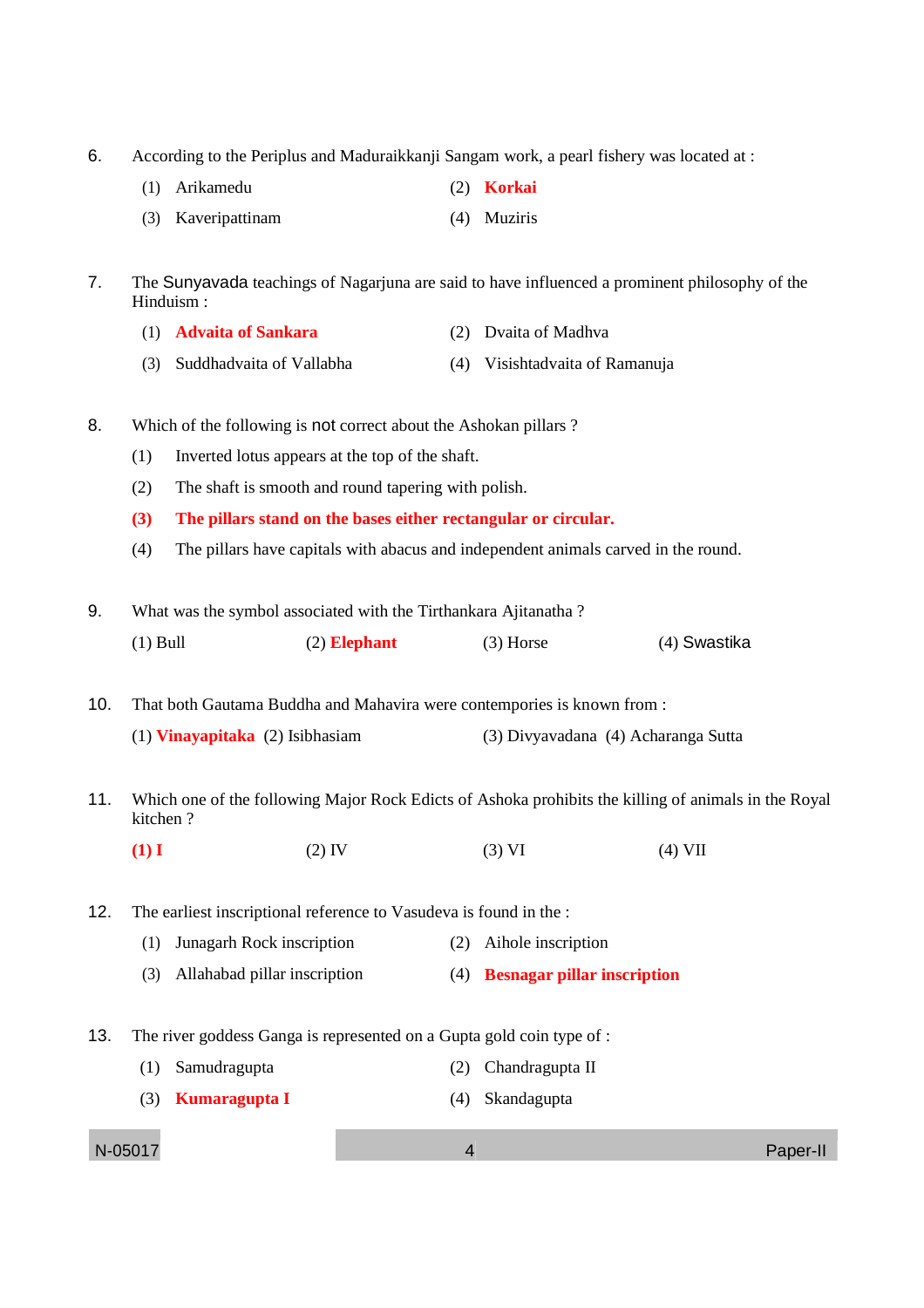6. According to the Periplus and Maduraikkanji Sangam work, a pearl fishery was located at :

   (1) Arikamedu
   (2) **Korkai**
   (3) Kaveripattinam
   (4) Muziris

7. The Sunyavada teachings of Nagarjuna are said to have influenced a prominent philosophy of the Hinduism :

   (1) **Advaita of Sankara**
   (2) Dvaita of Madhva
   (3) Suddhadvaita of Vallabha
   (4) Visishtadvaita of Ramanuja

8. Which of the following is not correct about the Ashokan pillars ?

   (1) Inverted lotus appears at the top of the shaft.
   (2) The shaft is smooth and round tapering with polish.
   **(3) The pillars stand on the bases either rectangular or circular.**
   (4) The pillars have capitals with abacus and independent animals carved in the round.

9. What was the symbol associated with the Tirthankara Ajitanatha ?

   (1) Bull (2) **Elephant** (3) Horse (4) Swastika

10. That both Gautama Buddha and Mahavira were contempories is known from :

    (1) **Vinayapitaka** (2) Isibhasiam (3) Divyavadana (4) Acharanga Sutta

11. Which one of the following Major Rock Edicts of Ashoka prohibits the killing of animals in the Royal kitchen ?

    **(1) I** (2) IV (3) VI (4) VII

12. The earliest inscriptional reference to Vasudeva is found in the :

    (1) Junagarh Rock inscription
    (2) Aihole inscription
    (3) Allahabad pillar inscription
    (4) **Besnagar pillar inscription**

13. The river goddess Ganga is represented on a Gupta gold coin type of :

    (1) Samudragupta
    (2) Chandragupta II
    (3) **Kumaragupta I**
    (4) Skandagupta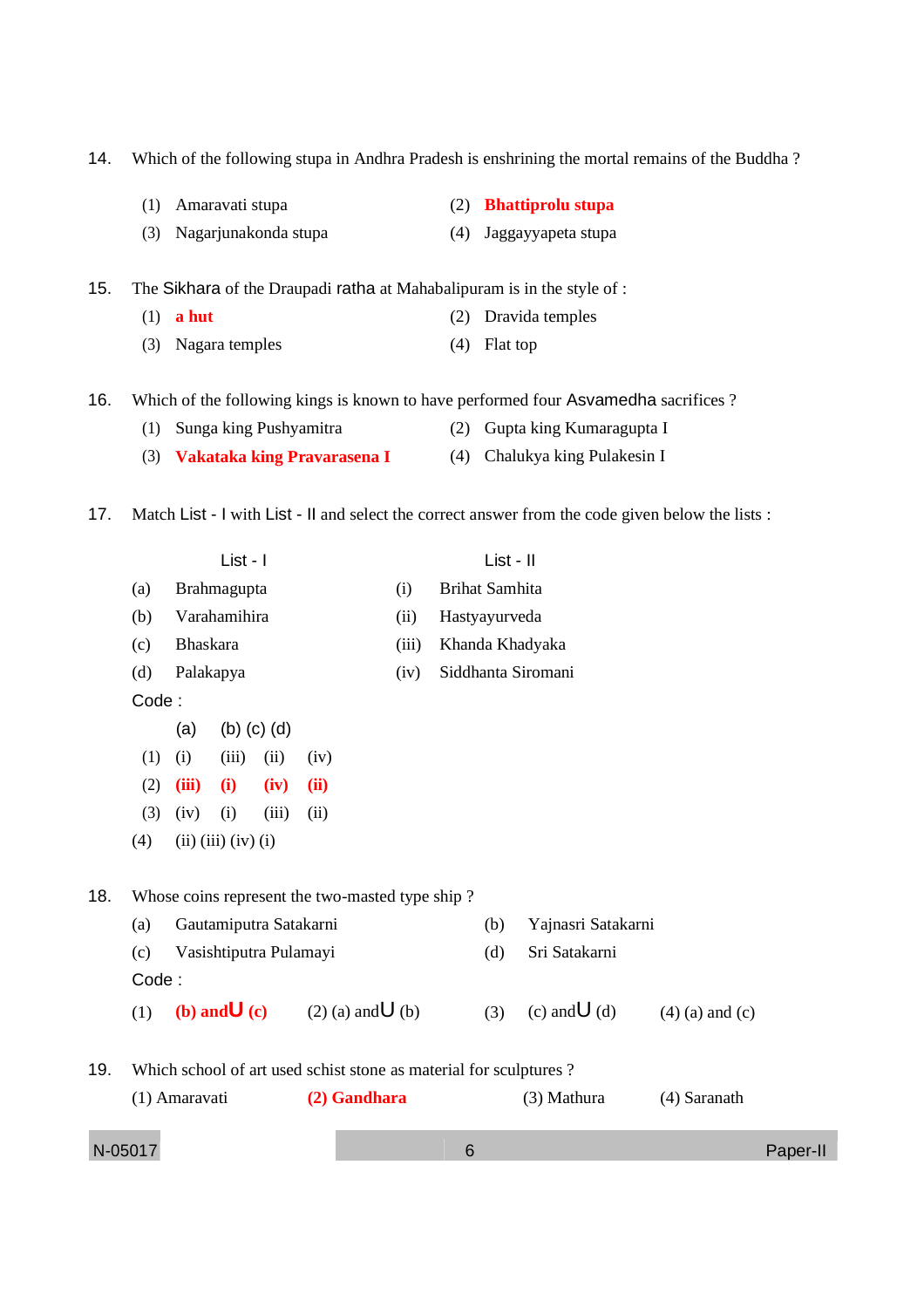14. Which of the following stupa in Andhra Pradesh is enshrining the mortal remains of the Buddha ?

    (1) Amaravati stupa
    (2) **Bhattiprolu stupa**
    (3) Nagarjunakonda stupa
    (4) Jaggayyapeta stupa

15. The Sikhara of the Draupadi ratha at Mahabalipuram is in the style of :

    (1) **a hut**
    (2) Dravida temples
    (3) Nagara temples
    (4) Flat top

16. Which of the following kings is known to have performed four Asvamedha sacrifices ?

    (1) Sunga king Pushyamitra
    (2) Gupta king Kumaragupta I
    (3) **Vakataka king Pravarasena I**
    (4) Chalukya king Pulakesin I

17. Match List - I with List - II and select the correct answer from the code given below the lists :

| | List - I | | List - II |
|---|---|---|---|
| (a) | Brahmagupta | (i) | Brihat Samhita |
| (b) | Varahamihira | (ii) | Hastyayurveda |
| (c) | Bhaskara | (iii) | Khanda Khadyaka |
| (d) | Palakapya | (iv) | Siddhanta Siromani |

Code :

| | (a) | (b) | (c) | (d) |
|---|---|---|---|---|
| (1) | (i) | (iii) | (ii) | (iv) |
| (2) | **(iii)** | **(i)** | **(iv)** | **(ii)** |
| (3) | (iv) | (i) | (iii) | (ii) |
| (4) | (ii) | (iii) | (iv) | (i) |

18. Whose coins represent the two-masted type ship ?

    (a) Gautamiputra Satakarni
    (b) Yajnasri Satakarni
    (c) Vasishtiputra Pulamayi
    (d) Sri Satakarni

    Code :

    (1) **(b) and (c)**
    (2) (a) and (b)
    (3) (c) and (d)
    (4) (a) and (c)

19. Which school of art used schist stone as material for sculptures ?

    (1) Amaravati
    (2) **Gandhara**
    (3) Mathura
    (4) Saranath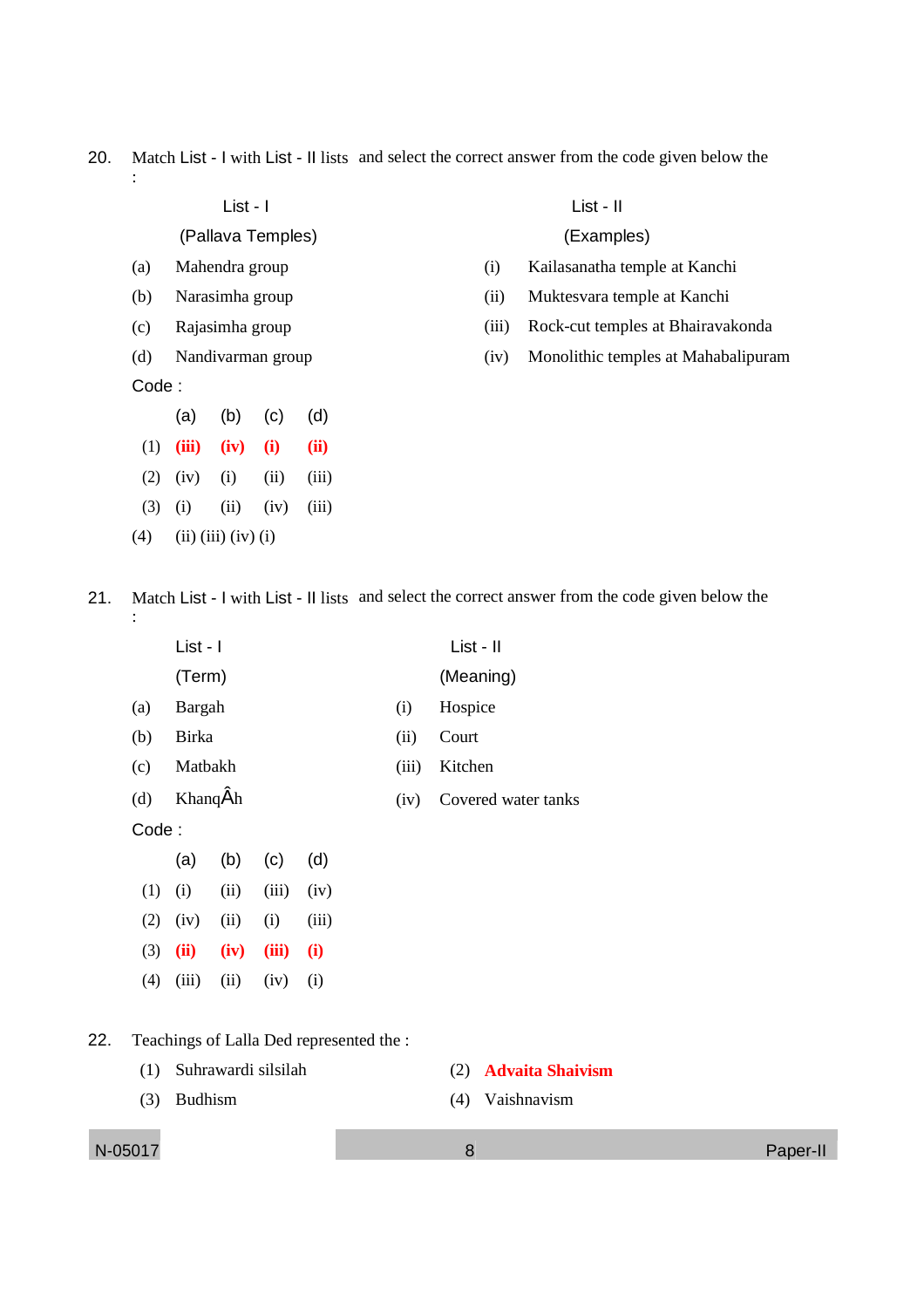20. Match List - I with List - II lists and select the correct answer from the code given below the :

| List - I (Pallava Temples) | | List - II (Examples) | |
|---|---|---|---|
| (a) | Mahendra group | (i) | Kailasanatha temple at Kanchi |
| (b) | Narasimha group | (ii) | Muktesvara temple at Kanchi |
| (c) | Rajasimha group | (iii) | Rock-cut temples at Bhairavakonda |
| (d) | Nandivarman group | (iv) | Monolithic temples at Mahabalipuram |

Code :

| | (a) | (b) | (c) | (d) |
|---|---|---|---|---|
| (1) | **(iii)** | **(iv)** | **(i)** | **(ii)** |
| (2) | (iv) | (i) | (ii) | (iii) |
| (3) | (i) | (ii) | (iv) | (iii) |
| (4) | (ii) | (iii) | (iv) | (i) |

21. Match List - I with List - II lists and select the correct answer from the code given below the :

| List - I (Term) | | List - II (Meaning) | |
|---|---|---|---|
| (a) | Bargah | (i) | Hospice |
| (b) | Birka | (ii) | Court |
| (c) | Matbakh | (iii) | Kitchen |
| (d) | KhanqÂh | (iv) | Covered water tanks |

Code :

| | (a) | (b) | (c) | (d) |
|---|---|---|---|---|
| (1) | (i) | (ii) | (iii) | (iv) |
| (2) | (iv) | (ii) | (i) | (iii) |
| (3) | **(ii)** | **(iv)** | **(iii)** | **(i)** |
| (4) | (iii) | (ii) | (iv) | (i) |

22. Teachings of Lalla Ded represented the :

(1) Suhrawardi silsilah
(2) **Advaita Shaivism**
(3) Budhism
(4) Vaishnavism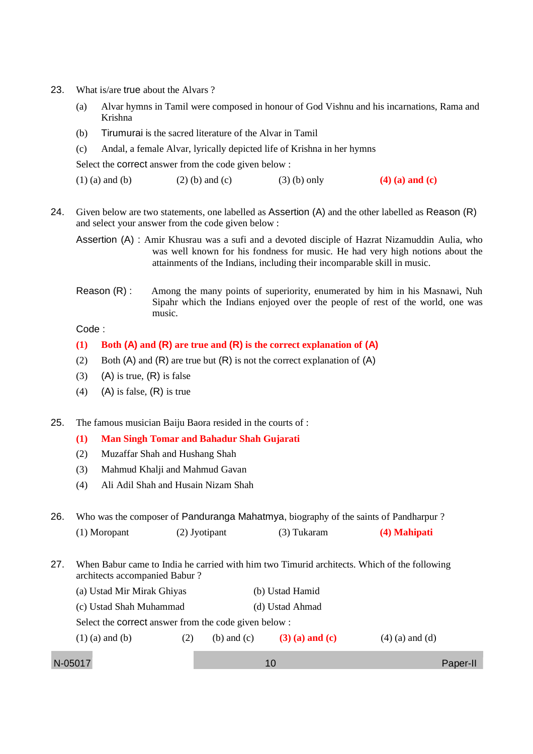23. What is/are true about the Alvars ?

    (a) Alvar hymns in Tamil were composed in honour of God Vishnu and his incarnations, Rama and Krishna

    (b) Tirumurai is the sacred literature of the Alvar in Tamil

    (c) Andal, a female Alvar, lyrically depicted life of Krishna in her hymns

    Select the correct answer from the code given below :

    (1) (a) and (b) (2) (b) and (c) (3) (b) only **(4) (a) and (c)**

24. Given below are two statements, one labelled as Assertion (A) and the other labelled as Reason (R) and select your answer from the code given below :

    Assertion (A) : Amir Khusrau was a sufi and a devoted disciple of Hazrat Nizamuddin Aulia, who was well known for his fondness for music. He had very high notions about the attainments of the Indians, including their incomparable skill in music.

    Reason (R) : Among the many points of superiority, enumerated by him in his Masnawi, Nuh Sipahr which the Indians enjoyed over the people of rest of the world, one was music.

    Code :

    **(1) Both (A) and (R) are true and (R) is the correct explanation of (A)**

    (2) Both (A) and (R) are true but (R) is not the correct explanation of (A)

    (3) (A) is true, (R) is false

    (4) (A) is false, (R) is true

25. The famous musician Baiju Baora resided in the courts of :

    **(1) Man Singh Tomar and Bahadur Shah Gujarati**

    (2) Muzaffar Shah and Hushang Shah

    (3) Mahmud Khalji and Mahmud Gavan

    (4) Ali Adil Shah and Husain Nizam Shah

26. Who was the composer of Panduranga Mahatmya, biography of the saints of Pandharpur ?

    (1) Moropant (2) Jyotipant (3) Tukaram **(4) Mahipati**

27. When Babur came to India he carried with him two Timurid architects. Which of the following architects accompanied Babur ?

    (a) Ustad Mir Mirak Ghiyas (b) Ustad Hamid

    (c) Ustad Shah Muhammad (d) Ustad Ahmad

    Select the correct answer from the code given below :

    (1) (a) and (b) (2) (b) and (c) **(3) (a) and (c)** (4) (a) and (d)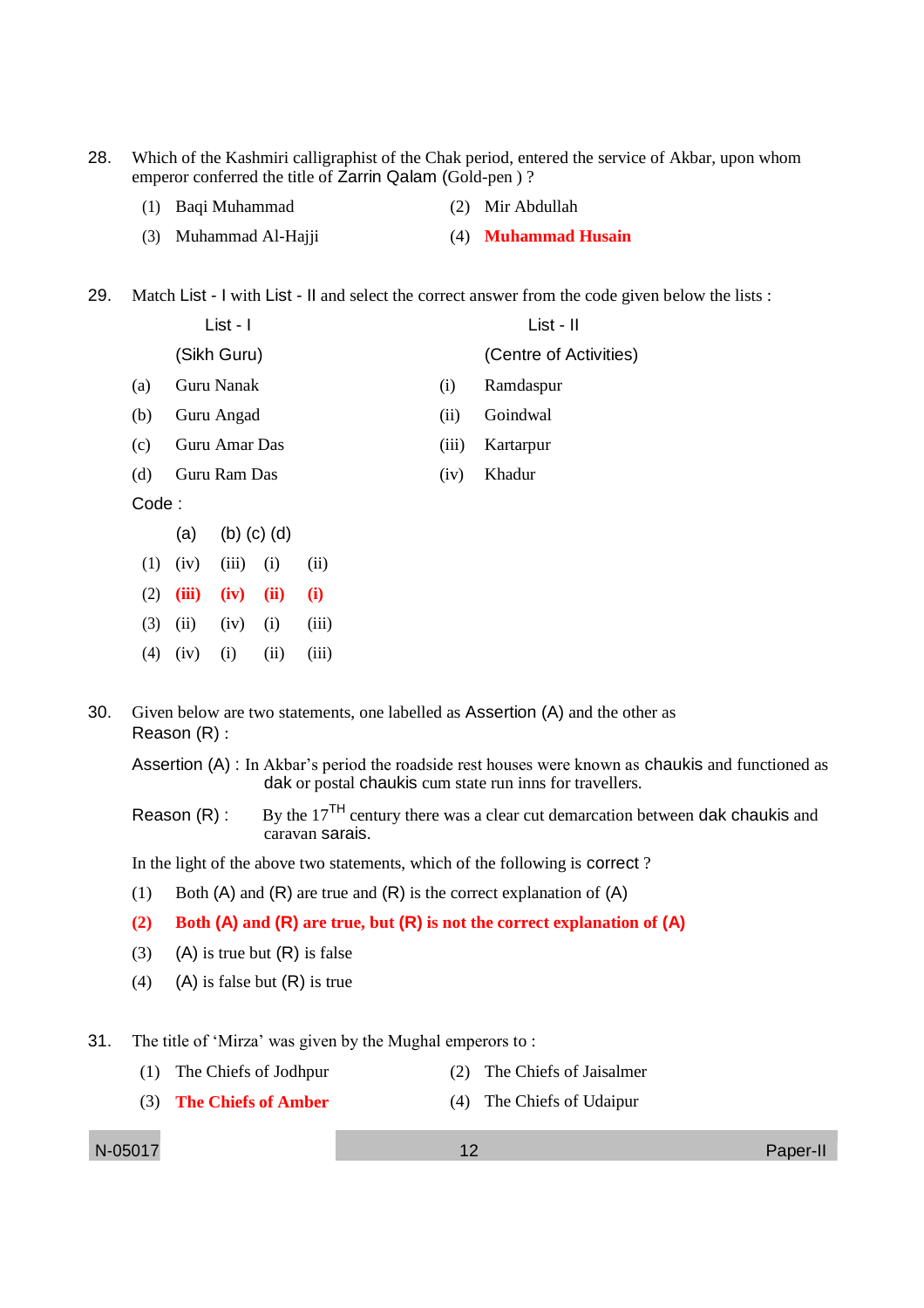28. Which of the Kashmiri calligraphist of the Chak period, entered the service of Akbar, upon whom emperor conferred the title of Zarrin Qalam (Gold-pen ) ?

(1) Baqi Muhammad
(2) Mir Abdullah
(3) Muhammad Al-Hajji
(4) **Muhammad Husain**

29. Match List - I with List - II and select the correct answer from the code given below the lists :

| | List - I (Sikh Guru) | | List - II (Centre of Activities) |
|---|---|---|---|
| (a) | Guru Nanak | (i) | Ramdaspur |
| (b) | Guru Angad | (ii) | Goindwal |
| (c) | Guru Amar Das | (iii) | Kartarpur |
| (d) | Guru Ram Das | (iv) | Khadur |

Code :

| | (a) | (b) | (c) | (d) |
|---|---|---|---|---|
| (1) | (iv) | (iii) | (i) | (ii) |
| **(2)** | **(iii)** | **(iv)** | **(ii)** | **(i)** |
| (3) | (ii) | (iv) | (i) | (iii) |
| (4) | (iv) | (i) | (ii) | (iii) |

30. Given below are two statements, one labelled as Assertion (A) and the other as Reason (R) :

Assertion (A) : In Akbar's period the roadside rest houses were known as chaukis and functioned as dak or postal chaukis cum state run inns for travellers.

Reason (R) : By the 17[TH] century there was a clear cut demarcation between dak chaukis and caravan sarais.

In the light of the above two statements, which of the following is correct ?

(1) Both (A) and (R) are true and (R) is the correct explanation of (A)
**(2) Both (A) and (R) are true, but (R) is not the correct explanation of (A)**
(3) (A) is true but (R) is false
(4) (A) is false but (R) is true

31. The title of 'Mirza' was given by the Mughal emperors to :

(1) The Chiefs of Jodhpur
(2) The Chiefs of Jaisalmer
(3) **The Chiefs of Amber**
(4) The Chiefs of Udaipur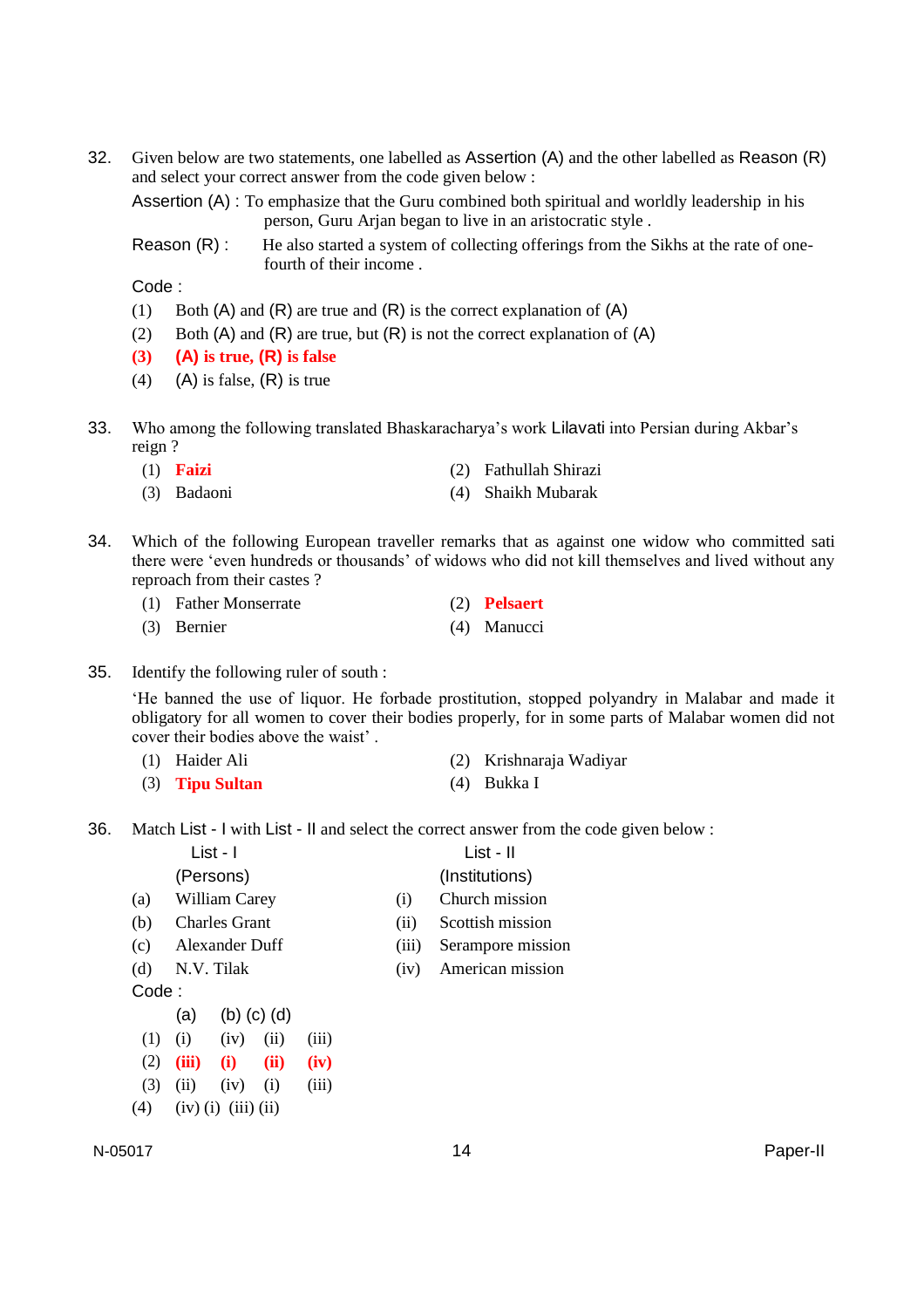32. Given below are two statements, one labelled as Assertion (A) and the other labelled as Reason (R) and select your correct answer from the code given below :

Assertion (A) : To emphasize that the Guru combined both spiritual and worldly leadership in his person, Guru Arjan began to live in an aristocratic style .

Reason (R) : He also started a system of collecting offerings from the Sikhs at the rate of one-fourth of their income .

Code :

(1) Both (A) and (R) are true and (R) is the correct explanation of (A)

(2) Both (A) and (R) are true, but (R) is not the correct explanation of (A)

**(3) (A) is true, (R) is false**

(4) (A) is false, (R) is true

33. Who among the following translated Bhaskaracharya's work Lilavati into Persian during Akbar's reign ?

(1) **Faizi**
(2) Fathullah Shirazi
(3) Badaoni
(4) Shaikh Mubarak

34. Which of the following European traveller remarks that as against one widow who committed sati there were 'even hundreds or thousands' of widows who did not kill themselves and lived without any reproach from their castes ?

(1) Father Monserrate
(2) **Pelsaert**
(3) Bernier
(4) Manucci

35. Identify the following ruler of south :

'He banned the use of liquor. He forbade prostitution, stopped polyandry in Malabar and made it obligatory for all women to cover their bodies properly, for in some parts of Malabar women did not cover their bodies above the waist' .

(1) Haider Ali
(2) Krishnaraja Wadiyar
(3) **Tipu Sultan**
(4) Bukka I

36. Match List - I with List - II and select the correct answer from the code given below :

| | List - I (Persons) | | List - II (Institutions) |
|---|---|---|---|
| (a) | William Carey | (i) | Church mission |
| (b) | Charles Grant | (ii) | Scottish mission |
| (c) | Alexander Duff | (iii) | Serampore mission |
| (d) | N.V. Tilak | (iv) | American mission |

Code :

| | (a) | (b) | (c) | (d) |
|---|---|---|---|---|
| (1) | (i) | (iv) | (ii) | (iii) |
| **(2)** | **(iii)** | **(i)** | **(ii)** | **(iv)** |
| (3) | (ii) | (iv) | (i) | (iii) |
| (4) | (iv) | (i) | (iii) | (ii) |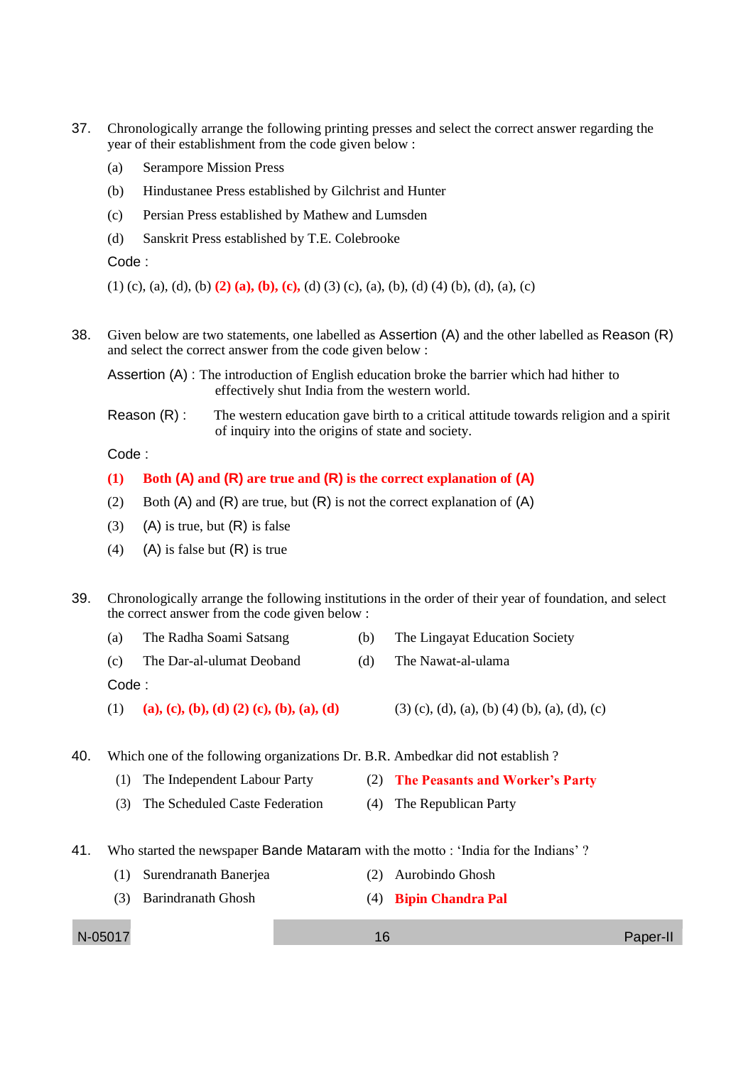37. Chronologically arrange the following printing presses and select the correct answer regarding the year of their establishment from the code given below :

    (a) Serampore Mission Press

    (b) Hindustanee Press established by Gilchrist and Hunter

    (c) Persian Press established by Mathew and Lumsden

    (d) Sanskrit Press established by T.E. Colebrooke

    Code :

    (1) (c), (a), (d), (b) **(2) (a), (b), (c),** (d) (3) (c), (a), (b), (d) (4) (b), (d), (a), (c)

38. Given below are two statements, one labelled as Assertion (A) and the other labelled as Reason (R) and select the correct answer from the code given below :

    Assertion (A) : The introduction of English education broke the barrier which had hither to effectively shut India from the western world.

    Reason (R) : The western education gave birth to a critical attitude towards religion and a spirit of inquiry into the origins of state and society.

    Code :

    **(1) Both (A) and (R) are true and (R) is the correct explanation of (A)**

    (2) Both (A) and (R) are true, but (R) is not the correct explanation of (A)

    (3) (A) is true, but (R) is false

    (4) (A) is false but (R) is true

39. Chronologically arrange the following institutions in the order of their year of foundation, and select the correct answer from the code given below :

    (a) The Radha Soami Satsang

    (b) The Lingayat Education Society

    (c) The Dar-al-ulumat Deoband

    (d) The Nawat-al-ulama

    Code :

    (1) **(a), (c), (b), (d) (2) (c), (b), (a), (d)** (3) (c), (d), (a), (b) (4) (b), (a), (d), (c)

40. Which one of the following organizations Dr. B.R. Ambedkar did not establish ?

    (1) The Independent Labour Party

    (2) **The Peasants and Worker's Party**

    (3) The Scheduled Caste Federation

    (4) The Republican Party

41. Who started the newspaper Bande Mataram with the motto : 'India for the Indians' ?

    (1) Surendranath Banerjea

    (2) Aurobindo Ghosh

    (3) Barindranath Ghosh

    (4) **Bipin Chandra Pal**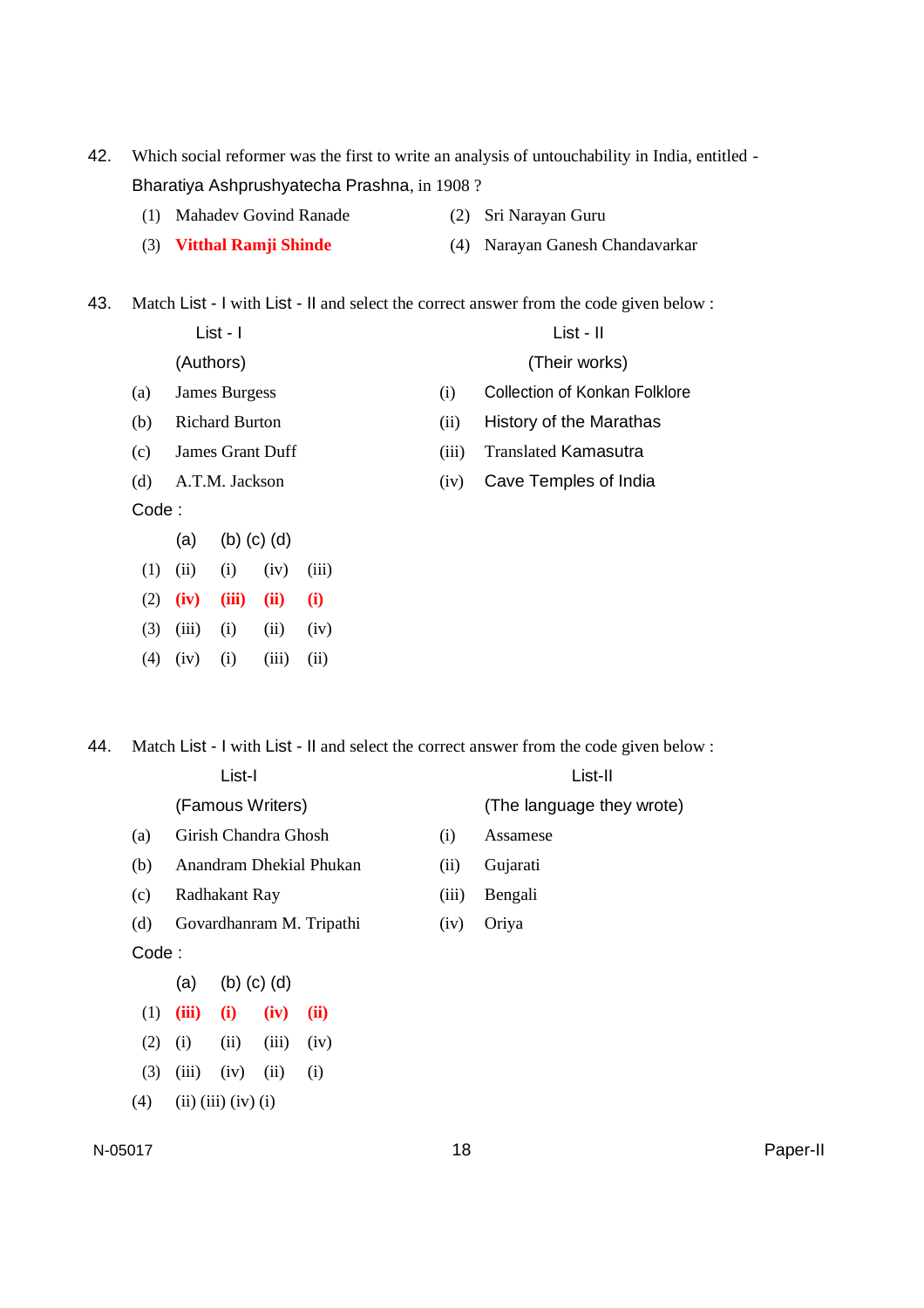42. Which social reformer was the first to write an analysis of untouchability in India, entitled - Bharatiya Ashprushyatecha Prashna, in 1908 ?

(1) Mahadev Govind Ranade
(2) Sri Narayan Guru
(3) **Vitthal Ramji Shinde**
(4) Narayan Ganesh Chandavarkar

43. Match List - I with List - II and select the correct answer from the code given below :

| | List - I (Authors) | | List - II (Their works) |
|---|---|---|---|
| (a) | James Burgess | (i) | Collection of Konkan Folklore |
| (b) | Richard Burton | (ii) | History of the Marathas |
| (c) | James Grant Duff | (iii) | Translated Kamasutra |
| (d) | A.T.M. Jackson | (iv) | Cave Temples of India |

Code :

| | (a) | (b) | (c) | (d) |
|---|---|---|---|---|
| (1) | (ii) | (i) | (iv) | (iii) |
| (2) | **(iv)** | **(iii)** | **(ii)** | **(i)** |
| (3) | (iii) | (i) | (ii) | (iv) |
| (4) | (iv) | (i) | (iii) | (ii) |

44. Match List - I with List - II and select the correct answer from the code given below :

| | List-I (Famous Writers) | | List-II (The language they wrote) |
|---|---|---|---|
| (a) | Girish Chandra Ghosh | (i) | Assamese |
| (b) | Anandram Dhekial Phukan | (ii) | Gujarati |
| (c) | Radhakant Ray | (iii) | Bengali |
| (d) | Govardhanram M. Tripathi | (iv) | Oriya |

Code :

| | (a) | (b) | (c) | (d) |
|---|---|---|---|---|
| (1) | **(iii)** | **(i)** | **(iv)** | **(ii)** |
| (2) | (i) | (ii) | (iii) | (iv) |
| (3) | (iii) | (iv) | (ii) | (i) |
| (4) | (ii) | (iii) | (iv) | (i) |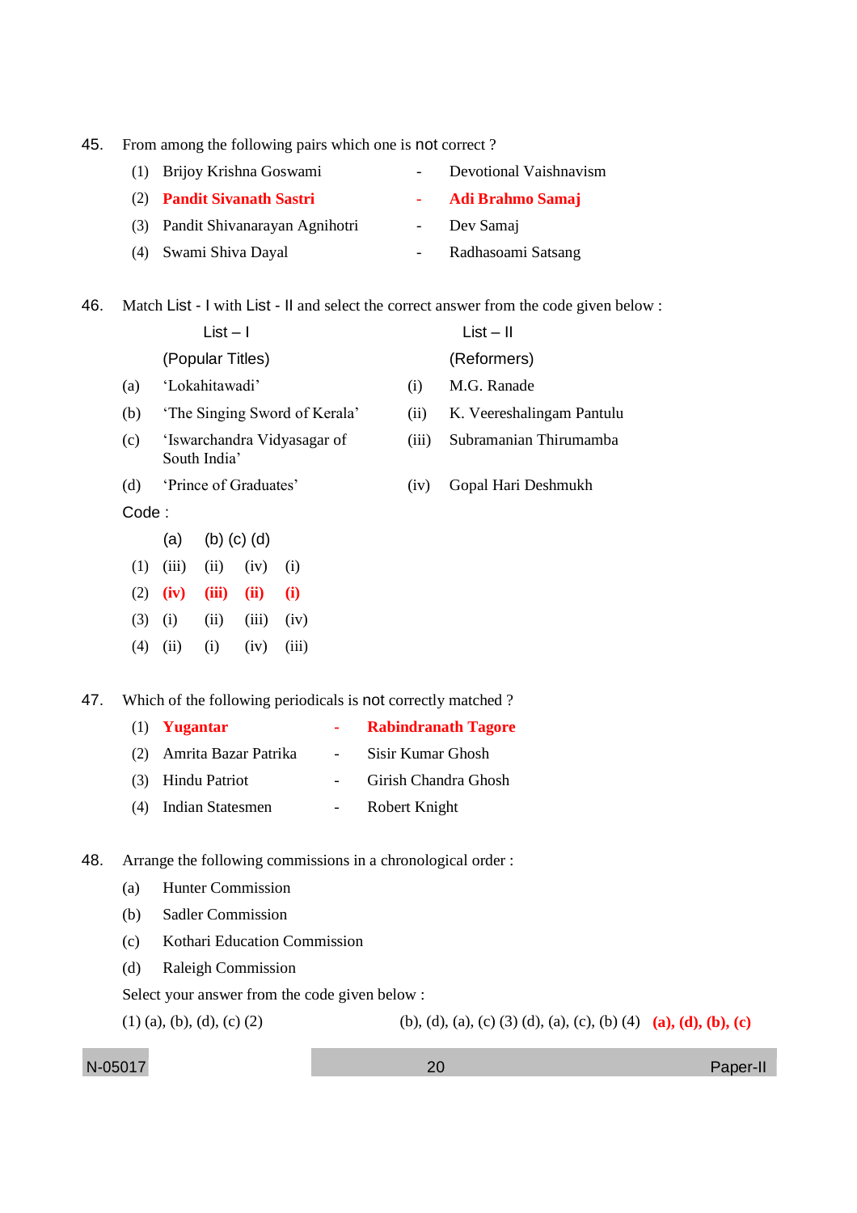45. From among the following pairs which one is not correct ?

(1) Brijoy Krishna Goswami - Devotional Vaishnavism

(2) **Pandit Sivanath Sastri - Adi Brahmo Samaj**

(3) Pandit Shivanarayan Agnihotri - Dev Samaj

(4) Swami Shiva Dayal - Radhasoami Satsang

46. Match List - I with List - II and select the correct answer from the code given below :

| | List – I (Popular Titles) | | List – II (Reformers) |
|---|---|---|---|
| (a) | 'Lokahitawadi' | (i) | M.G. Ranade |
| (b) | 'The Singing Sword of Kerala' | (ii) | K. Veereshalingam Pantulu |
| (c) | 'Iswarchandra Vidyasagar of South India' | (iii) | Subramanian Thirumamba |
| (d) | 'Prince of Graduates' | (iv) | Gopal Hari Deshmukh |

Code :

| | (a) | (b) | (c) | (d) |
|---|---|---|---|---|
| (1) | (iii) | (ii) | (iv) | (i) |
| (2) | **(iv)** | **(iii)** | **(ii)** | **(i)** |
| (3) | (i) | (ii) | (iii) | (iv) |
| (4) | (ii) | (i) | (iv) | (iii) |

47. Which of the following periodicals is not correctly matched ?

(1) **Yugantar - Rabindranath Tagore**

(2) Amrita Bazar Patrika - Sisir Kumar Ghosh

(3) Hindu Patriot - Girish Chandra Ghosh

(4) Indian Statesmen - Robert Knight

48. Arrange the following commissions in a chronological order :

(a) Hunter Commission

(b) Sadler Commission

(c) Kothari Education Commission

(d) Raleigh Commission

Select your answer from the code given below :

(1) (a), (b), (d), (c) (2) (b), (d), (a), (c) (3) (d), (a), (c), (b) (4) **(a), (d), (b), (c)**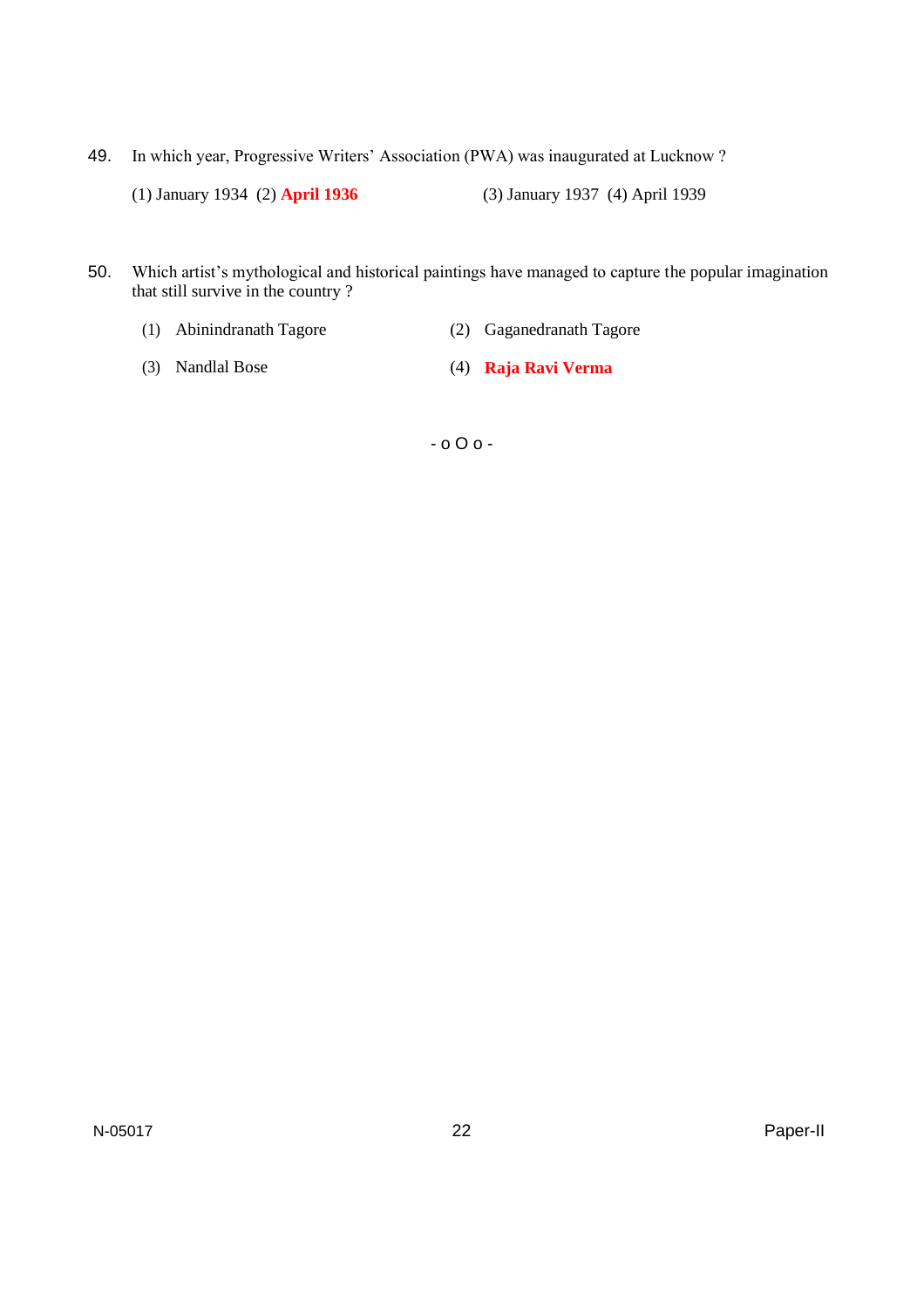49. In which year, Progressive Writers' Association (PWA) was inaugurated at Lucknow ?

(1) January 1934 (2) **April 1936** (3) January 1937 (4) April 1939

50. Which artist's mythological and historical paintings have managed to capture the popular imagination that still survive in the country ?

(1) Abinindranath Tagore
(2) Gaganedranath Tagore
(3) Nandlal Bose
(4) **Raja Ravi Verma**

- o O o -